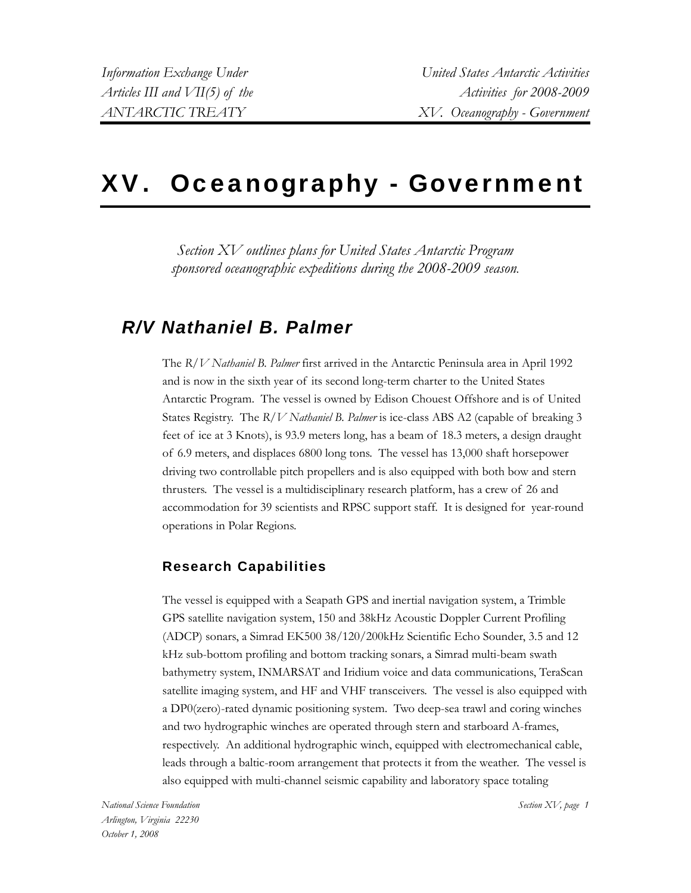# XV. Oceanography - Government

*Section XV outlines plans for United States Antarctic Program sponsored oceanographic expeditions during the 2008-2009 season.*

## R/V Nathaniel B. Palmer

The *R/V Nathaniel B. Palmer* first arrived in the Antarctic Peninsula area in April 1992 and is now in the sixth year of its second long-term charter to the United States Antarctic Program. The vessel is owned by Edison Chouest Offshore and is of United States Registry. The *R/V Nathaniel B. Palmer* is ice-class ABS A2 (capable of breaking 3 feet of ice at 3 Knots), is 93.9 meters long, has a beam of 18.3 meters, a design draught of 6.9 meters, and displaces 6800 long tons. The vessel has 13,000 shaft horsepower driving two controllable pitch propellers and is also equipped with both bow and stern thrusters. The vessel is a multidisciplinary research platform, has a crew of 26 and accommodation for 39 scientists and RPSC support staff. It is designed for year-round operations in Polar Regions.

### Research Capabilities

The vessel is equipped with a Seapath GPS and inertial navigation system, a Trimble GPS satellite navigation system, 150 and 38kHz Acoustic Doppler Current Profiling (ADCP) sonars, a Simrad EK500 38/120/200kHz Scientific Echo Sounder, 3.5 and 12 kHz sub-bottom profiling and bottom tracking sonars, a Simrad multi-beam swath bathymetry system, INMARSAT and Iridium voice and data communications, TeraScan satellite imaging system, and HF and VHF transceivers. The vessel is also equipped with a DP0(zero)-rated dynamic positioning system. Two deep-sea trawl and coring winches and two hydrographic winches are operated through stern and starboard A-frames, respectively. An additional hydrographic winch, equipped with electromechanical cable, leads through a baltic-room arrangement that protects it from the weather. The vessel is also equipped with multi-channel seismic capability and laboratory space totaling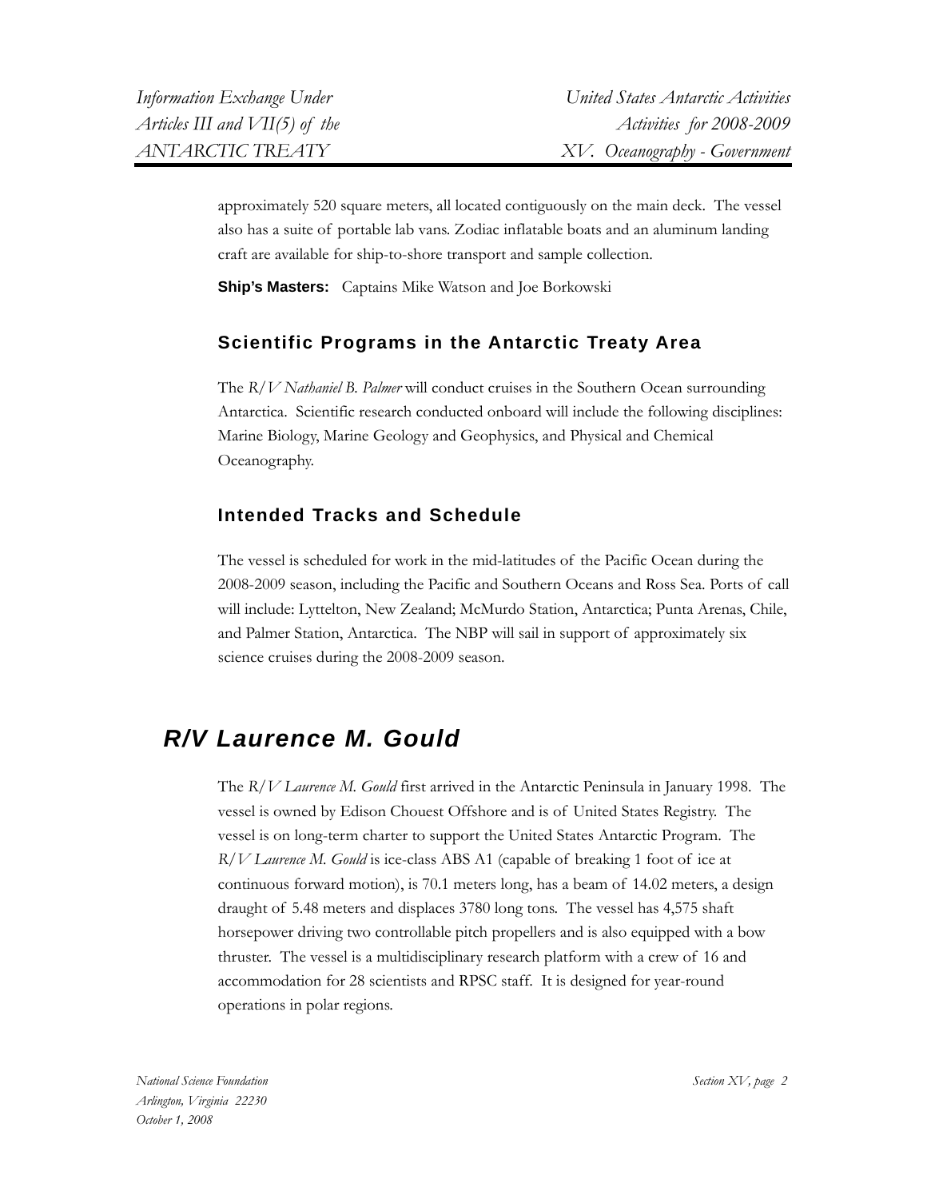approximately 520 square meters, all located contiguously on the main deck. The vessel also has a suite of portable lab vans. Zodiac inflatable boats and an aluminum landing craft are available for ship-to-shore transport and sample collection.

**Ship's Masters:** Captains Mike Watson and Joe Borkowski

### Scientific Programs in the Antarctic Treaty Area

The *R/V Nathaniel B. Palmer* will conduct cruises in the Southern Ocean surrounding Antarctica. Scientific research conducted onboard will include the following disciplines: Marine Biology, Marine Geology and Geophysics, and Physical and Chemical Oceanography.

### Intended Tracks and Schedule

The vessel is scheduled for work in the mid-latitudes of the Pacific Ocean during the 2008-2009 season, including the Pacific and Southern Oceans and Ross Sea. Ports of call will include: Lyttelton, New Zealand; McMurdo Station, Antarctica; Punta Arenas, Chile, and Palmer Station, Antarctica. The NBP will sail in support of approximately six science cruises during the 2008-2009 season.

## *R/V Laurence M. Gould*

The *R/V Laurence M. Gould* first arrived in the Antarctic Peninsula in January 1998. The vessel is owned by Edison Chouest Offshore and is of United States Registry. The vessel is on long-term charter to support the United States Antarctic Program. The *R/V Laurence M. Gould* is ice-class ABS A1 (capable of breaking 1 foot of ice at continuous forward motion), is 70.1 meters long, has a beam of 14.02 meters, a design draught of 5.48 meters and displaces 3780 long tons. The vessel has 4,575 shaft horsepower driving two controllable pitch propellers and is also equipped with a bow thruster. The vessel is a multidisciplinary research platform with a crew of 16 and accommodation for 28 scientists and RPSC staff. It is designed for year-round operations in polar regions.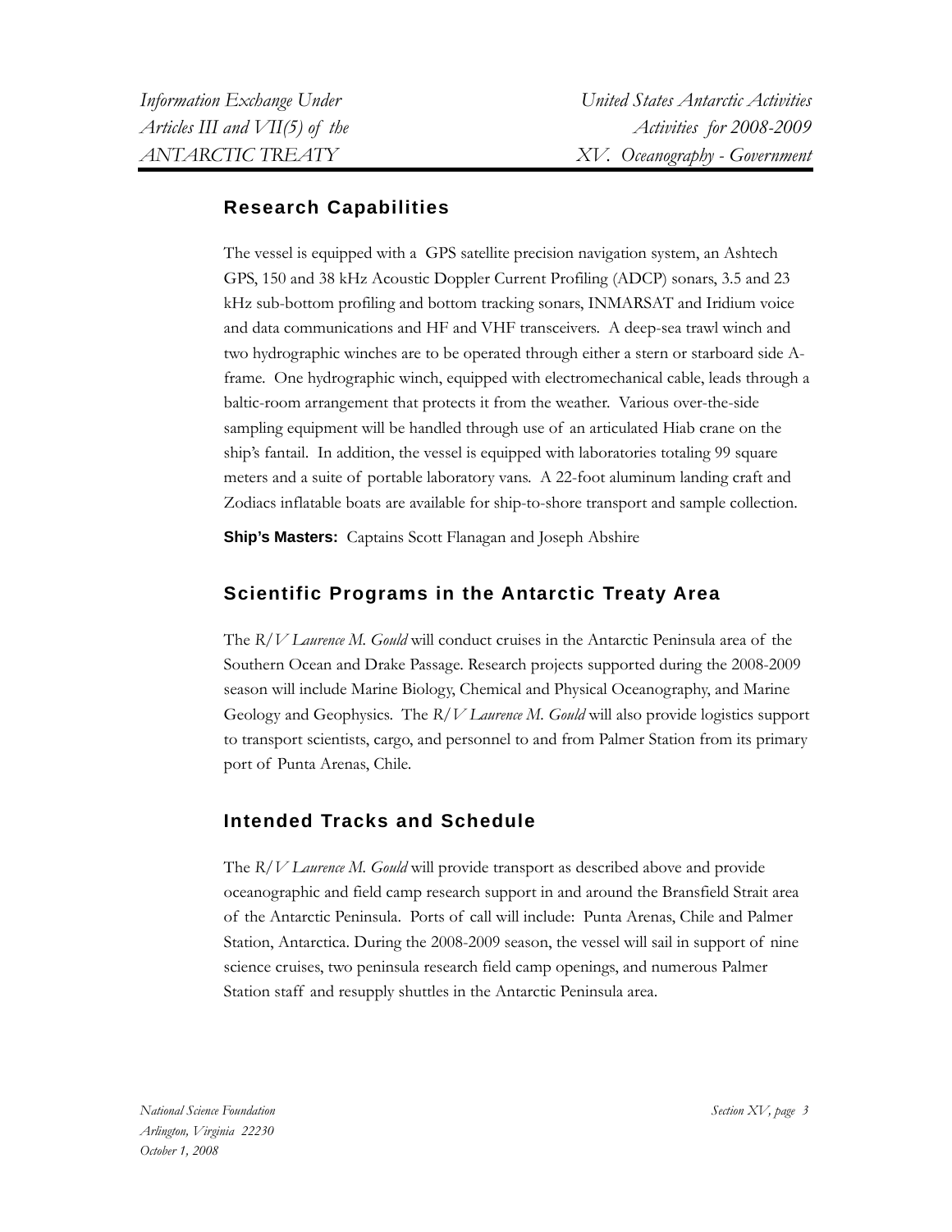## Research Capabilities

The vessel is equipped with a GPS satellite precision navigation system, an Ashtech GPS, 150 and 38 kHz Acoustic Doppler Current Profiling (ADCP) sonars, 3.5 and 23 kHz sub-bottom profiling and bottom tracking sonars, INMARSAT and Iridium voice and data communications and HF and VHF transceivers. A deep-sea trawl winch and two hydrographic winches are to be operated through either a stern or starboard side A-frame. One hydrographic winch, equipped with electromechanical cable, leads through a baltic-room arrangement that protects it from the weather. Various over-the-side sampling equipment will be handled through use of an articulated Hiab crane on the ship's fantail. In addition, the vessel is equipped with laboratories totaling 99 square meters and a suite of portable laboratory vans. A 22-foot aluminum landing craft and Zodiacs inflatable boats are available for ship-to-shore transport and sample collection.

**Ship's Masters:** Captains Scott Flanagan and Joseph Abshire

## Scientific Programs in the Antarctic Treaty Area

The *R/V Laurence M. Gould* will conduct cruises in the Antarctic Peninsula area of the Southern Ocean and Drake Passage. Research projects supported during the 2008-2009 season will include Marine Biology, Chemical and Physical Oceanography, and Marine Geology and Geophysics. The *R/V Laurence M. Gould* will also provide logistics support to transport scientists, cargo, and personnel to and from Palmer Station from its primary port of Punta Arenas, Chile.

## Intended Tracks and Schedule

The *R/V Laurence M. Gould* will provide transport as described above and provide oceanographic and field camp research support in and around the Bransfield Strait area of the Antarctic Peninsula. Ports of call will include: Punta Arenas, Chile and Palmer Station, Antarctica. During the 2008-2009 season, the vessel will sail in support of nine science cruises, two peninsula research field camp openings, and numerous Palmer Station staff and resupply shuttles in the Antarctic Peninsula area.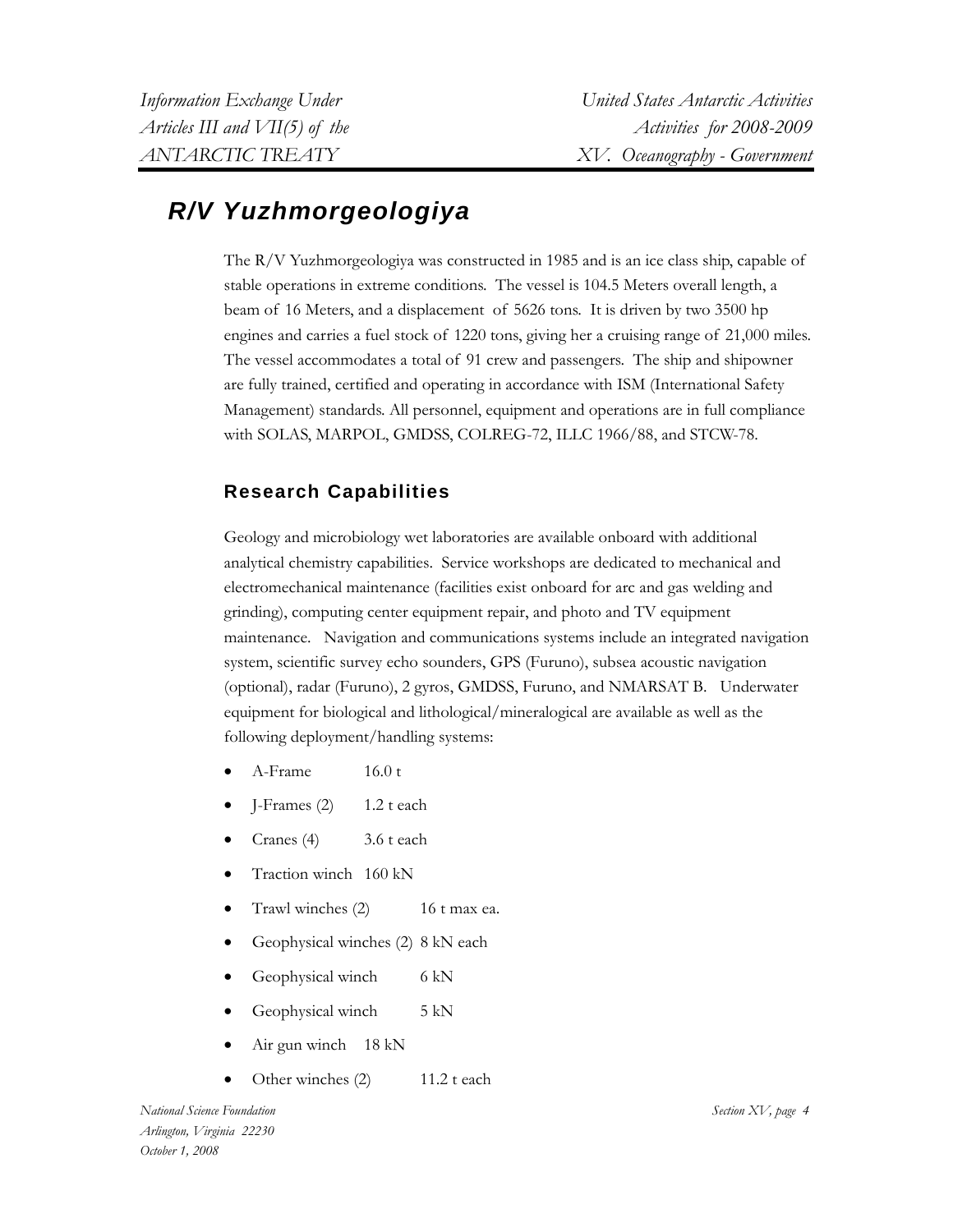## R/V Yuzhmorgeologiya

The R/V Yuzhmorgeologiya was constructed in 1985 and is an ice class ship, capable of stable operations in extreme conditions. The vessel is 104.5 Meters overall length, a beam of 16 Meters, and a displacement of 5626 tons. It is driven by two 3500 hp engines and carries a fuel stock of 1220 tons, giving her a cruising range of 21,000 miles. The vessel accommodates a total of 91 crew and passengers. The ship and shipowner are fully trained, certified and operating in accordance with ISM (International Safety Management) standards. All personnel, equipment and operations are in full compliance with SOLAS, MARPOL, GMDSS, COLREG-72, ILLC 1966/88, and STCW-78.

### Research Capabilities

Geology and microbiology wet laboratories are available onboard with additional analytical chemistry capabilities. Service workshops are dedicated to mechanical and electromechanical maintenance (facilities exist onboard for arc and gas welding and grinding), computing center equipment repair, and photo and TV equipment maintenance. Navigation and communications systems include an integrated navigation system, scientific survey echo sounders, GPS (Furuno), subsea acoustic navigation (optional), radar (Furuno), 2 gyros, GMDSS, Furuno, and NMARSAT B. Underwater equipment for biological and lithological/mineralogical are available as well as the following deployment/handling systems:

- A-Frame 16.0 t
- J-Frames (2) 1.2 t each
- Cranes (4) 3.6 t each
- Traction winch 160 kN
- Trawl winches (2) 16 t max ea.
- Geophysical winches (2) 8 kN each
- Geophysical winch 6 kN
- Geophysical winch 5 kN
- Air gun winch 18 kN
- Other winches (2) 11.2 t each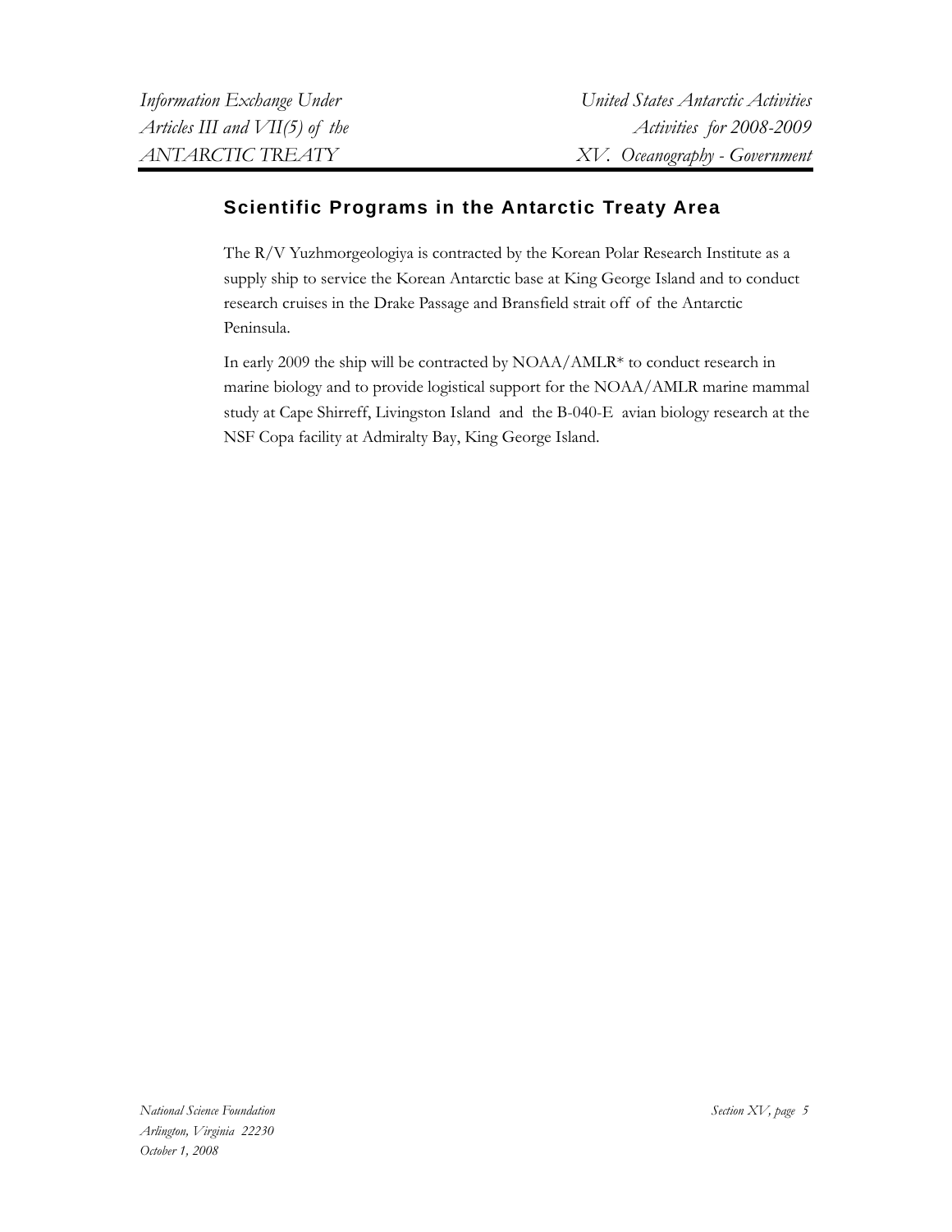## Scientific Programs in the Antarctic Treaty Area

The R/V Yuzhmorgeologiya is contracted by the Korean Polar Research Institute as a supply ship to service the Korean Antarctic base at King George Island and to conduct research cruises in the Drake Passage and Bransfield strait off of the Antarctic Peninsula.

In early 2009 the ship will be contracted by NOAA/AMLR* to conduct research in marine biology and to provide logistical support for the NOAA/AMLR marine mammal study at Cape Shirreff, Livingston Island and the B-040-E avian biology research at the NSF Copa facility at Admiralty Bay, King George Island.